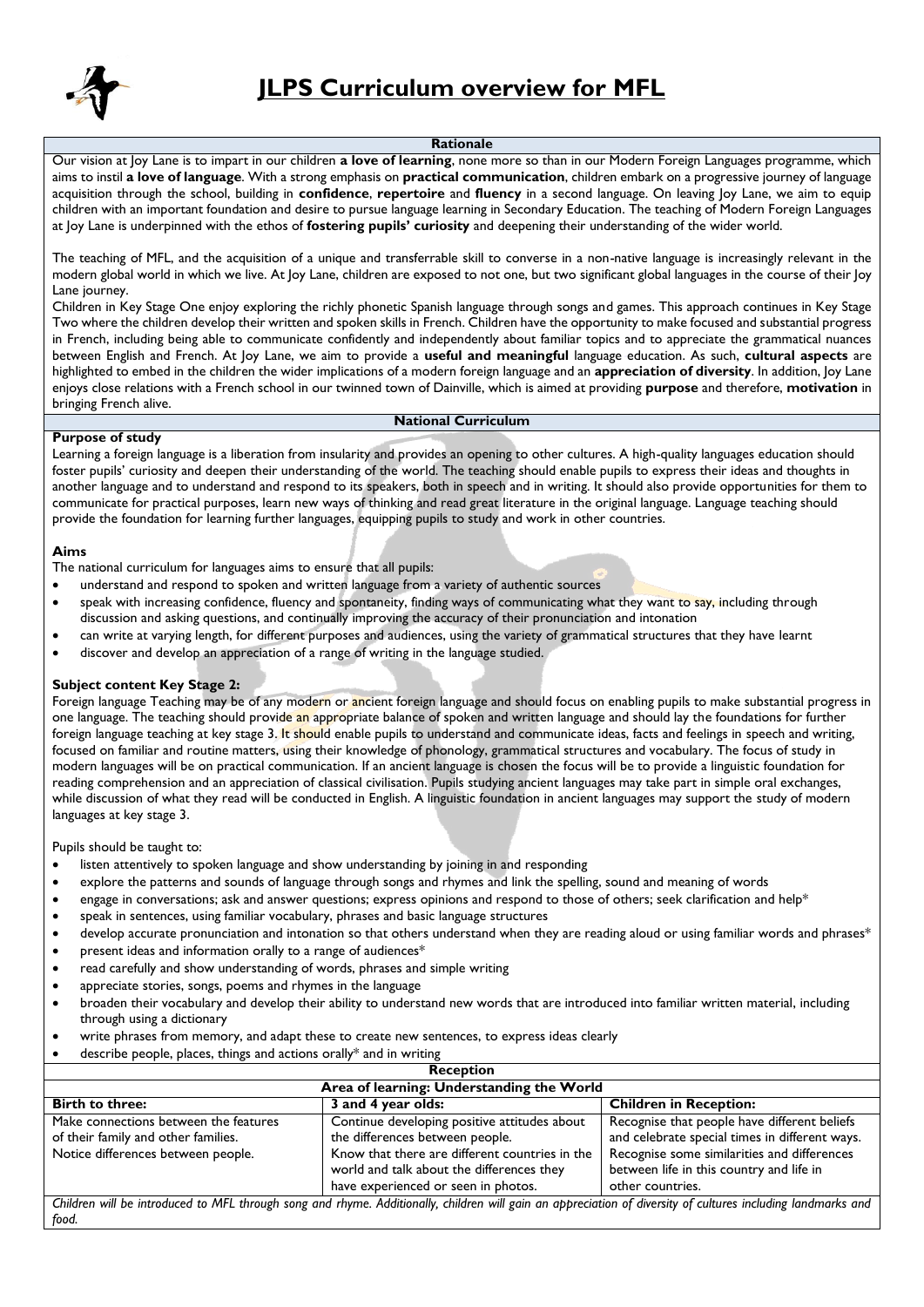# JLPS Curriculum overview for MFL

## Rationale

Our vision at Joy Lane is to impart in our children **a love of learning**, none more so than in our Modern Foreign Languages programme, which aims to instil **a love of language**. With a strong emphasis on **practical communication**, children embark on a progressive journey of language acquisition through the school, building in **confidence**, **repertoire** and **fluency** in a second language. On leaving Joy Lane, we aim to equip children with an important foundation and desire to pursue language learning in Secondary Education. The teaching of Modern Foreign Languages at Joy Lane is underpinned with the ethos of **fostering pupils' curiosity** and deepening their understanding of the wider world.

The teaching of MFL, and the acquisition of a unique and transferrable skill to converse in a non-native language is increasingly relevant in the modern global world in which we live. At Joy Lane, children are exposed to not one, but two significant global languages in the course of their Joy Lane journey.

Children in Key Stage One enjoy exploring the richly phonetic Spanish language through songs and games. This approach continues in Key Stage Two where the children develop their written and spoken skills in French. Children have the opportunity to make focused and substantial progress in French, including being able to communicate confidently and independently about familiar topics and to appreciate the grammatical nuances between English and French. At Joy Lane, we aim to provide a **useful and meaningful** language education. As such, **cultural aspects** are highlighted to embed in the children the wider implications of a modern foreign language and an **appreciation of diversity**. In addition, Joy Lane enjoys close relations with a French school in our twinned town of Dainville, which is aimed at providing **purpose** and therefore, **motivation** in bringing French alive.

## National Curriculum

### Purpose of study

Learning a foreign language is a liberation from insularity and provides an opening to other cultures. A high-quality languages education should foster pupils' curiosity and deepen their understanding of the world. The teaching should enable pupils to express their ideas and thoughts in another language and to understand and respond to its speakers, both in speech and in writing. It should also provide opportunities for them to communicate for practical purposes, learn new ways of thinking and read great literature in the original language. Language teaching should provide the foundation for learning further languages, equipping pupils to study and work in other countries.

### Aims

The national curriculum for languages aims to ensure that all pupils:

- understand and respond to spoken and written language from a variety of authentic sources
- speak with increasing confidence, fluency and spontaneity, finding ways of communicating what they want to say, including through discussion and asking questions, and continually improving the accuracy of their pronunciation and intonation
- can write at varying length, for different purposes and audiences, using the variety of grammatical structures that they have learnt
- discover and develop an appreciation of a range of writing in the language studied.

### Subject content Key Stage 2:

Foreign language Teaching may be of any modern or ancient foreign language and should focus on enabling pupils to make substantial progress in one language. The teaching should provide an appropriate balance of spoken and written language and should lay the foundations for further foreign language teaching at key stage 3. It should enable pupils to understand and communicate ideas, facts and feelings in speech and writing, focused on familiar and routine matters, using their knowledge of phonology, grammatical structures and vocabulary. The focus of study in modern languages will be on practical communication. If an ancient language is chosen the focus will be to provide a linguistic foundation for reading comprehension and an appreciation of classical civilisation. Pupils studying ancient languages may take part in simple oral exchanges, while discussion of what they read will be conducted in English. A linguistic foundation in ancient languages may support the study of modern languages at key stage 3.

Pupils should be taught to:

- listen attentively to spoken language and show understanding by joining in and responding
- explore the patterns and sounds of language through songs and rhymes and link the spelling, sound and meaning of words
- engage in conversations; ask and answer questions; express opinions and respond to those of others; seek clarification and help*
- speak in sentences, using familiar vocabulary, phrases and basic language structures
- develop accurate pronunciation and intonation so that others understand when they are reading aloud or using familiar words and phrases*
- present ideas and information orally to a range of audiences*
- read carefully and show understanding of words, phrases and simple writing
- appreciate stories, songs, poems and rhymes in the language
- broaden their vocabulary and develop their ability to understand new words that are introduced into familiar written material, including through using a dictionary
- write phrases from memory, and adapt these to create new sentences, to express ideas clearly
- describe people, places, things and actions orally* and in writing

## Reception

**Area of learning: Understanding the World**

| Birth to three: | 3 and 4 year olds: | Children in Reception: |
|---|---|---|
| Make connections between the features of their family and other families. Notice differences between people. | Continue developing positive attitudes about the differences between people. Know that there are different countries in the world and talk about the differences they have experienced or seen in photos. | Recognise that people have different beliefs and celebrate special times in different ways. Recognise some similarities and differences between life in this country and life in other countries. |

*Children will be introduced to MFL through song and rhyme. Additionally, children will gain an appreciation of diversity of cultures including landmarks and food.*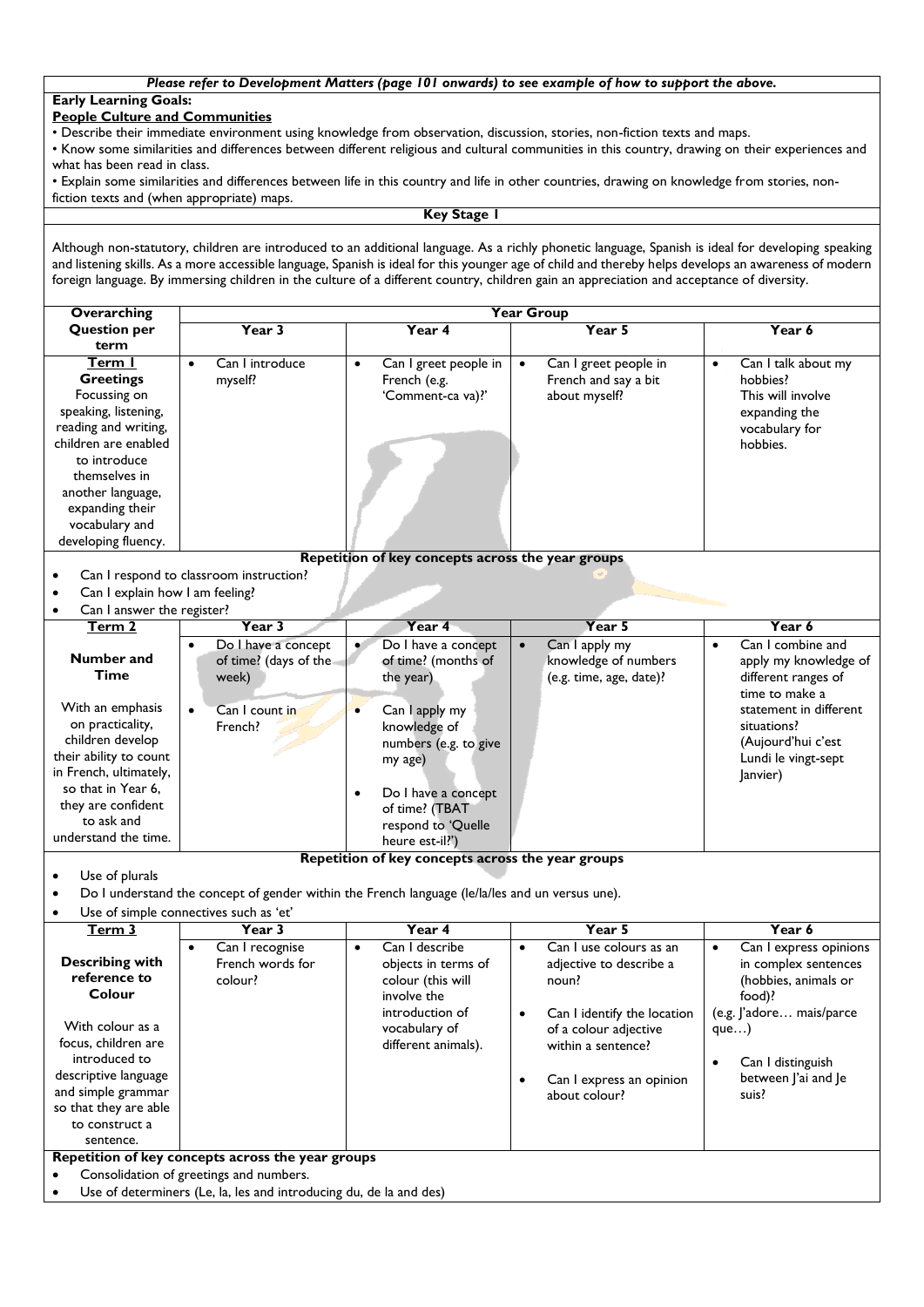*Please refer to Development Matters (page 101 onwards) to see example of how to support the above.*

**Early Learning Goals:**

**People Culture and Communities**

• Describe their immediate environment using knowledge from observation, discussion, stories, non-fiction texts and maps.
• Know some similarities and differences between different religious and cultural communities in this country, drawing on their experiences and what has been read in class.
• Explain some similarities and differences between life in this country and life in other countries, drawing on knowledge from stories, non-fiction texts and (when appropriate) maps.

**Key Stage 1**

Although non-statutory, children are introduced to an additional language. As a richly phonetic language, Spanish is ideal for developing speaking and listening skills. As a more accessible language, Spanish is ideal for this younger age of child and thereby helps develops an awareness of modern foreign language. By immersing children in the culture of a different country, children gain an appreciation and acceptance of diversity.

| Overarching Question per term | Year Group | | | |
|---|---|---|---|---|
| | **Year 3** | **Year 4** | **Year 5** | **Year 6** |
| **Term 1** **Greetings** Focussing on speaking, listening, reading and writing, children are enabled to introduce themselves in another language, expanding their vocabulary and developing fluency. | • Can I introduce myself? | • Can I greet people in French (e.g. 'Comment-ca va)?' | • Can I greet people in French and say a bit about myself? | • Can I talk about my hobbies? This will involve expanding the vocabulary for hobbies. |

**Repetition of key concepts across the year groups**

- Can I respond to classroom instruction?
- Can I explain how I am feeling?
- Can I answer the register?

| Term 2 | Year 3 | Year 4 | Year 5 | Year 6 |
|---|---|---|---|---|
| **Number and Time** With an emphasis on practicality, children develop their ability to count in French, ultimately, so that in Year 6, they are confident to ask and understand the time. | • Do I have a concept of time? (days of the week) • Can I count in French? | • Do I have a concept of time? (months of the year) • Can I apply my knowledge of numbers (e.g. to give my age) • Do I have a concept of time? (TBAT respond to 'Quelle heure est-il?') | • Can I apply my knowledge of numbers (e.g. time, age, date)? | • Can I combine and apply my knowledge of different ranges of time to make a statement in different situations? (Aujourd'hui c'est Lundi le vingt-sept Janvier) |

**Repetition of key concepts across the year groups**

- Use of plurals
- Do I understand the concept of gender within the French language (le/la/les and un versus une).
- Use of simple connectives such as 'et'

| Term 3 | Year 3 | Year 4 | Year 5 | Year 6 |
|---|---|---|---|---|
| **Describing with reference to Colour** With colour as a focus, children are introduced to descriptive language and simple grammar so that they are able to construct a sentence. | • Can I recognise French words for colour? | • Can I describe objects in terms of colour (this will involve the introduction of vocabulary of different animals). | • Can I use colours as an adjective to describe a noun? • Can I identify the location of a colour adjective within a sentence? • Can I express an opinion about colour? | • Can I express opinions in complex sentences (hobbies, animals or food)? (e.g. J'adore… mais/parce que…) • Can I distinguish between J'ai and Je suis? |

**Repetition of key concepts across the year groups**

- Consolidation of greetings and numbers.
- Use of determiners (Le, la, les and introducing du, de la and des)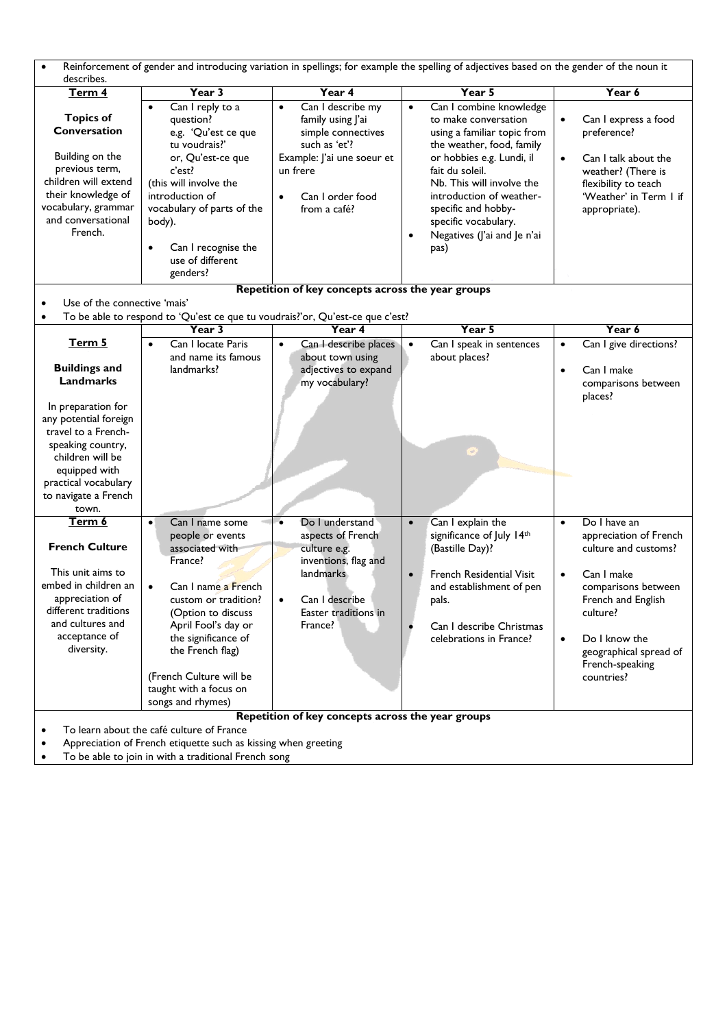- Reinforcement of gender and introducing variation in spellings; for example the spelling of adjectives based on the gender of the noun it describes.

| Term 4 | Year 3 | Year 4 | Year 5 | Year 6 |
|---|---|---|---|---|
| **Topics of Conversation**<br><br>Building on the previous term, children will extend their knowledge of vocabulary, grammar and conversational French. | • Can I reply to a question? e.g. 'Qu'est ce que tu voudrais?' or, Qu'est-ce que c'est?<br>(this will involve the introduction of vocabulary of parts of the body).<br><br>• Can I recognise the use of different genders? | • Can I describe my family using J'ai simple connectives such as 'et'?<br>Example: J'ai une soeur et un frere<br><br>• Can I order food from a café? | • Can I combine knowledge to make conversation using a familiar topic from the weather, food, family or hobbies e.g. Lundi, il fait du soleil.<br>Nb. This will involve the introduction of weather-specific and hobby-specific vocabulary.<br>• Negatives (J'ai and Je n'ai pas) | • Can I express a food preference?<br><br>• Can I talk about the weather? (There is flexibility to teach 'Weather' in Term 1 if appropriate). |

**Repetition of key concepts across the year groups**

- Use of the connective 'mais'
- To be able to respond to 'Qu'est ce que tu voudrais?'or, Qu'est-ce que c'est?

| | Year 3 | Year 4 | Year 5 | Year 6 |
|---|---|---|---|---|
| **Term 5**<br><br>**Buildings and Landmarks**<br><br>In preparation for any potential foreign travel to a French-speaking country, children will be equipped with practical vocabulary to navigate a French town. | • Can I locate Paris and name its famous landmarks? | • Can I describe places about town using adjectives to expand my vocabulary? | • Can I speak in sentences about places? | • Can I give directions?<br><br>• Can I make comparisons between places? |
| **Term 6**<br><br>**French Culture**<br><br>This unit aims to embed in children an appreciation of different traditions and cultures and acceptance of diversity. | • Can I name some people or events associated with France?<br><br>• Can I name a French custom or tradition? (Option to discuss April Fool's day or the significance of the French flag)<br><br>(French Culture will be taught with a focus on songs and rhymes) | • Do I understand aspects of French culture e.g. inventions, flag and landmarks<br><br>• Can I describe Easter traditions in France? | • Can I explain the significance of July 14th (Bastille Day)?<br><br>• French Residential Visit and establishment of pen pals.<br><br>• Can I describe Christmas celebrations in France? | • Do I have an appreciation of French culture and customs?<br><br>• Can I make comparisons between French and English culture?<br><br>• Do I know the geographical spread of French-speaking countries? |

**Repetition of key concepts across the year groups**

- To learn about the café culture of France
- Appreciation of French etiquette such as kissing when greeting
- To be able to join in with a traditional French song